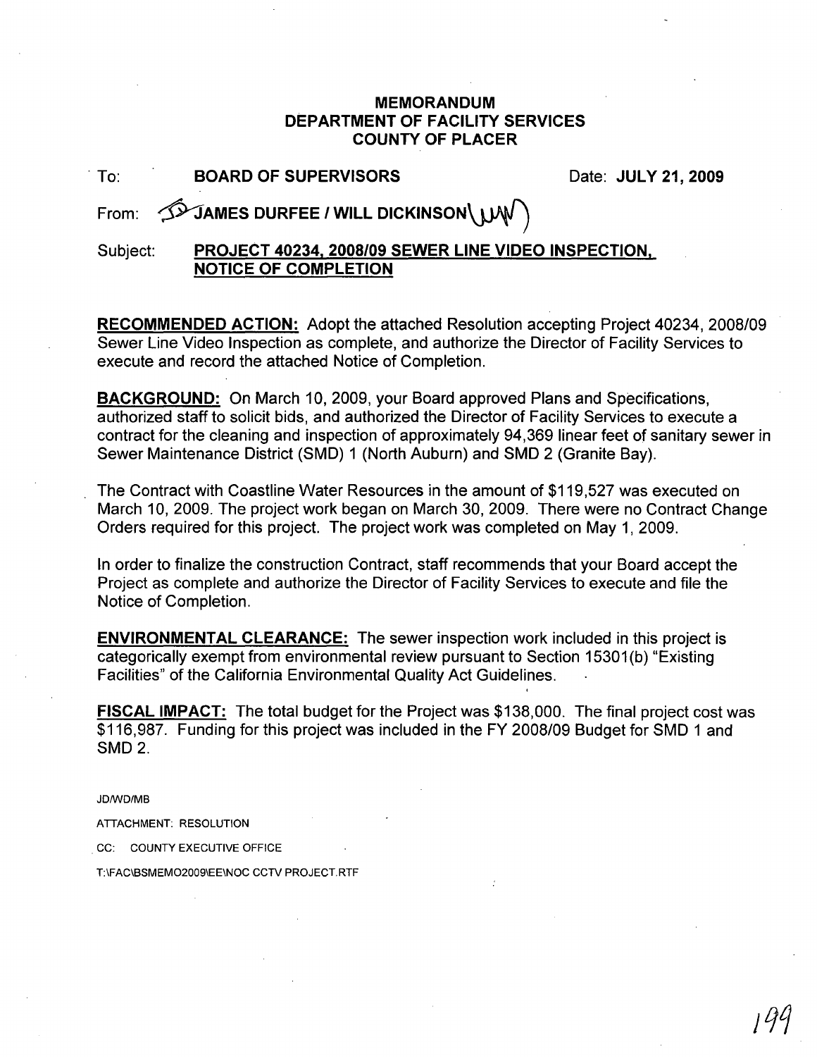# MEMORANDUM
# DEPARTMENT OF FACILITY SERVICES
# COUNTY OF PLACER

To: **BOARD OF SUPERVISORS** Date: **JULY 21, 2009**

From: **JAMES DURFEE / WILL DICKINSON**

Subject: **PROJECT 40234, 2008/09 SEWER LINE VIDEO INSPECTION, NOTICE OF COMPLETION**

**RECOMMENDED ACTION:** Adopt the attached Resolution accepting Project 40234, 2008/09 Sewer Line Video Inspection as complete, and authorize the Director of Facility Services to execute and record the attached Notice of Completion.

**BACKGROUND:** On March 10, 2009, your Board approved Plans and Specifications, authorized staff to solicit bids, and authorized the Director of Facility Services to execute a contract for the cleaning and inspection of approximately 94,369 linear feet of sanitary sewer in Sewer Maintenance District (SMD) 1 (North Auburn) and SMD 2 (Granite Bay).

The Contract with Coastline Water Resources in the amount of $119,527 was executed on March 10, 2009. The project work began on March 30, 2009. There were no Contract Change Orders required for this project. The project work was completed on May 1, 2009.

In order to finalize the construction Contract, staff recommends that your Board accept the Project as complete and authorize the Director of Facility Services to execute and file the Notice of Completion.

**ENVIRONMENTAL CLEARANCE:** The sewer inspection work included in this project is categorically exempt from environmental review pursuant to Section 15301(b) "Existing Facilities" of the California Environmental Quality Act Guidelines.

**FISCAL IMPACT:** The total budget for the Project was $138,000. The final project cost was $116,987. Funding for this project was included in the FY 2008/09 Budget for SMD 1 and SMD 2.

JD/WD/MB

ATTACHMENT: RESOLUTION

CC: COUNTY EXECUTIVE OFFICE

T:\FAC\BSMEMO2009\EE\NOC CCTV PROJECT.RTF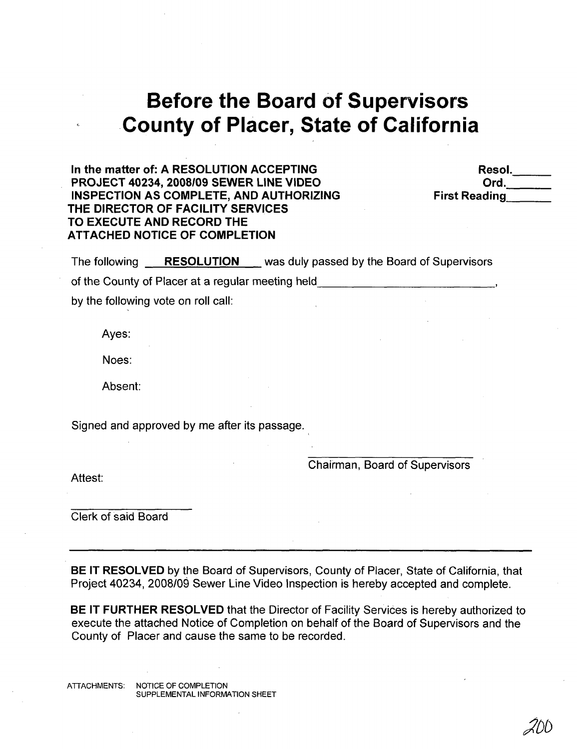# Before the Board of Supervisors County of Placer, State of California

**In the matter of: A RESOLUTION ACCEPTING PROJECT 40234, 2008/09 SEWER LINE VIDEO INSPECTION AS COMPLETE, AND AUTHORIZING THE DIRECTOR OF FACILITY SERVICES TO EXECUTE AND RECORD THE ATTACHED NOTICE OF COMPLETION**

**Resol.______**
**Ord.______**
**First Reading______**

The following **RESOLUTION** was duly passed by the Board of Supervisors of the County of Placer at a regular meeting held______________________________,

by the following vote on roll call:

Ayes:

Noes:

Absent:

Signed and approved by me after its passage.

______________________________
Chairman, Board of Supervisors

Attest:

______________________
Clerk of said Board

---

**BE IT RESOLVED** by the Board of Supervisors, County of Placer, State of California, that Project 40234, 2008/09 Sewer Line Video Inspection is hereby accepted and complete.

**BE IT FURTHER RESOLVED** that the Director of Facility Services is hereby authorized to execute the attached Notice of Completion on behalf of the Board of Supervisors and the County of Placer and cause the same to be recorded.

ATTACHMENTS: NOTICE OF COMPLETION
SUPPLEMENTAL INFORMATION SHEET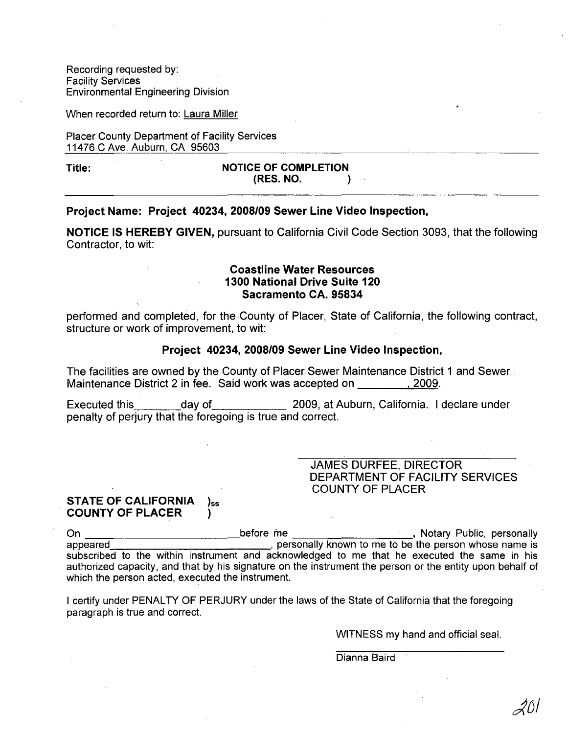Recording requested by:
Facility Services
Environmental Engineering Division

When recorded return to: Laura Miller

Placer County Department of Facility Services
11476 C Ave. Auburn, CA 95603

**Title:** **NOTICE OF COMPLETION**
**(RES. NO. )**

**Project Name: Project 40234, 2008/09 Sewer Line Video Inspection,**

**NOTICE IS HEREBY GIVEN,** pursuant to California Civil Code Section 3093, that the following Contractor, to wit:

**Coastline Water Resources**
**1300 National Drive Suite 120**
**Sacramento CA. 95834**

performed and completed, for the County of Placer, State of California, the following contract, structure or work of improvement, to wit:

**Project 40234, 2008/09 Sewer Line Video Inspection,**

The facilities are owned by the County of Placer Sewer Maintenance District 1 and Sewer Maintenance District 2 in fee. Said work was accepted on ________, 2009.

Executed this________day of____________ 2009, at Auburn, California. I declare under penalty of perjury that the foregoing is true and correct.

JAMES DURFEE, DIRECTOR
DEPARTMENT OF FACILITY SERVICES
COUNTY OF PLACER

**STATE OF CALIFORNIA )ss**
**COUNTY OF PLACER )**

On __________________________before me ____________________, Notary Public, personally appeared____________________________, personally known to me to be the person whose name is subscribed to the within instrument and acknowledged to me that he executed the same in his authorized capacity, and that by his signature on the instrument the person or the entity upon behalf of which the person acted, executed the instrument.

I certify under PENALTY OF PERJURY under the laws of the State of California that the foregoing paragraph is true and correct.

WITNESS my hand and official seal.

Dianna Baird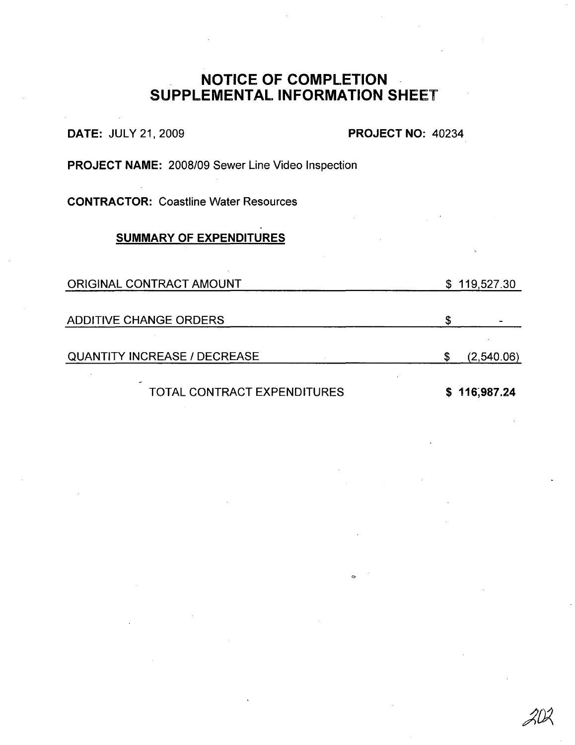# NOTICE OF COMPLETION
# SUPPLEMENTAL INFORMATION SHEET

**DATE:** JULY 21, 2009 **PROJECT NO:** 40234

**PROJECT NAME:** 2008/09 Sewer Line Video Inspection

**CONTRACTOR:** Coastline Water Resources

## SUMMARY OF EXPENDITURES

| | |
|---|---|
| ORIGINAL CONTRACT AMOUNT | $ 119,527.30 |
| ADDITIVE CHANGE ORDERS | $ - |
| QUANTITY INCREASE / DECREASE | $ (2,540.06) |
| TOTAL CONTRACT EXPENDITURES | **$ 116,987.24** |